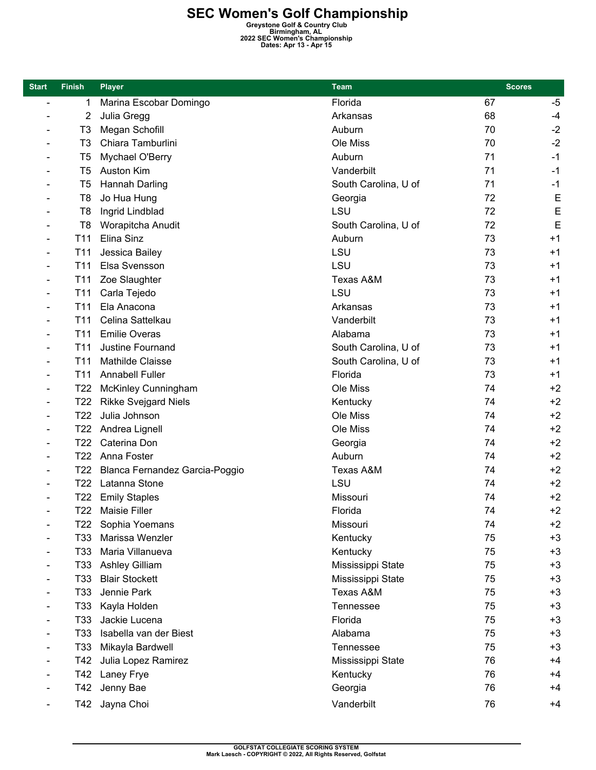# SEC Women's Golf Championship

**Greystone Golf & Country Club**
**Birmingham, AL**
**2022 SEC Women's Championship**
**Dates: Apr 13 - Apr 15**

| Start | Finish | Player | Team | Scores | |
|---|---|---|---|---|---|
| - | 1 | Marina Escobar Domingo | Florida | 67 | -5 |
| - | 2 | Julia Gregg | Arkansas | 68 | -4 |
| - | T3 | Megan Schofill | Auburn | 70 | -2 |
| - | T3 | Chiara Tamburlini | Ole Miss | 70 | -2 |
| - | T5 | Mychael O'Berry | Auburn | 71 | -1 |
| - | T5 | Auston Kim | Vanderbilt | 71 | -1 |
| - | T5 | Hannah Darling | South Carolina, U of | 71 | -1 |
| - | T8 | Jo Hua Hung | Georgia | 72 | E |
| - | T8 | Ingrid Lindblad | LSU | 72 | E |
| - | T8 | Worapitcha Anudit | South Carolina, U of | 72 | E |
| - | T11 | Elina Sinz | Auburn | 73 | +1 |
| - | T11 | Jessica Bailey | LSU | 73 | +1 |
| - | T11 | Elsa Svensson | LSU | 73 | +1 |
| - | T11 | Zoe Slaughter | Texas A&M | 73 | +1 |
| - | T11 | Carla Tejedo | LSU | 73 | +1 |
| - | T11 | Ela Anacona | Arkansas | 73 | +1 |
| - | T11 | Celina Sattelkau | Vanderbilt | 73 | +1 |
| - | T11 | Emilie Overas | Alabama | 73 | +1 |
| - | T11 | Justine Fournand | South Carolina, U of | 73 | +1 |
| - | T11 | Mathilde Claisse | South Carolina, U of | 73 | +1 |
| - | T11 | Annabell Fuller | Florida | 73 | +1 |
| - | T22 | McKinley Cunningham | Ole Miss | 74 | +2 |
| - | T22 | Rikke Svejgard Niels | Kentucky | 74 | +2 |
| - | T22 | Julia Johnson | Ole Miss | 74 | +2 |
| - | T22 | Andrea Lignell | Ole Miss | 74 | +2 |
| - | T22 | Caterina Don | Georgia | 74 | +2 |
| - | T22 | Anna Foster | Auburn | 74 | +2 |
| - | T22 | Blanca Fernandez Garcia-Poggio | Texas A&M | 74 | +2 |
| - | T22 | Latanna Stone | LSU | 74 | +2 |
| - | T22 | Emily Staples | Missouri | 74 | +2 |
| - | T22 | Maisie Filler | Florida | 74 | +2 |
| - | T22 | Sophia Yoemans | Missouri | 74 | +2 |
| - | T33 | Marissa Wenzler | Kentucky | 75 | +3 |
| - | T33 | Maria Villanueva | Kentucky | 75 | +3 |
| - | T33 | Ashley Gilliam | Mississippi State | 75 | +3 |
| - | T33 | Blair Stockett | Mississippi State | 75 | +3 |
| - | T33 | Jennie Park | Texas A&M | 75 | +3 |
| - | T33 | Kayla Holden | Tennessee | 75 | +3 |
| - | T33 | Jackie Lucena | Florida | 75 | +3 |
| - | T33 | Isabella van der Biest | Alabama | 75 | +3 |
| - | T33 | Mikayla Bardwell | Tennessee | 75 | +3 |
| - | T42 | Julia Lopez Ramirez | Mississippi State | 76 | +4 |
| - | T42 | Laney Frye | Kentucky | 76 | +4 |
| - | T42 | Jenny Bae | Georgia | 76 | +4 |
| - | T42 | Jayna Choi | Vanderbilt | 76 | +4 |

GOLFSTAT COLLEGIATE SCORING SYSTEM
Mark Laesch - COPYRIGHT © 2022, All Rights Reserved, Golfstat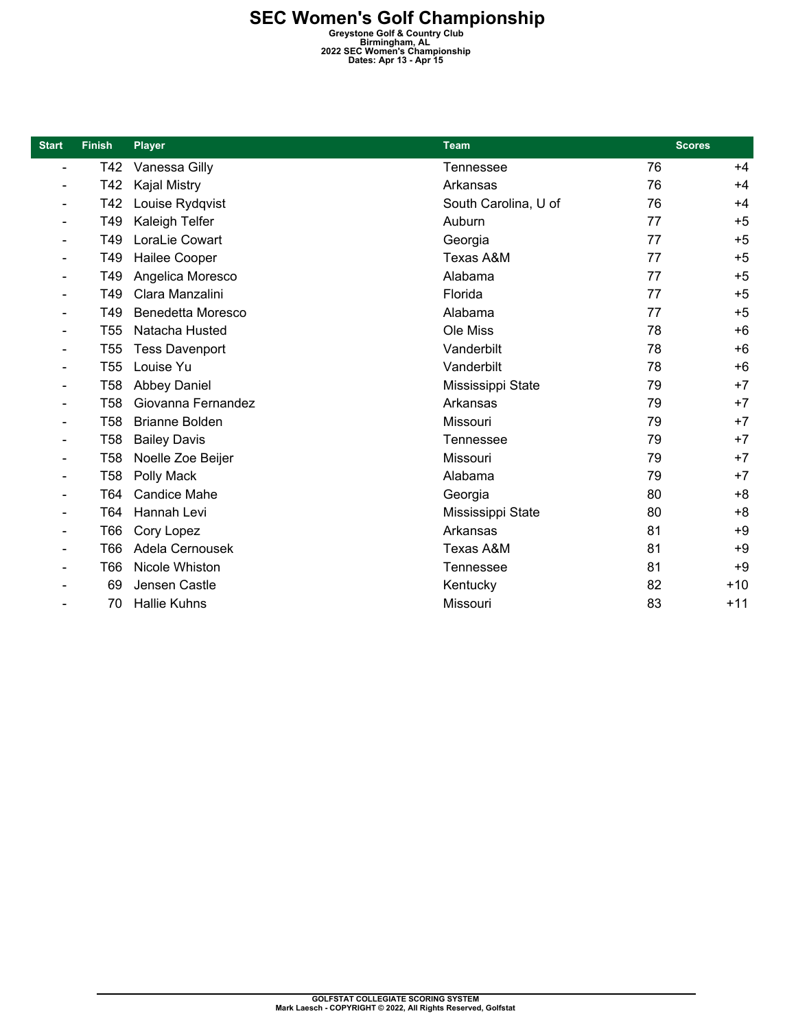# SEC Women's Golf Championship

**Greystone Golf & Country Club**
**Birmingham, AL**
**2022 SEC Women's Championship**
**Dates: Apr 13 - Apr 15**

| Start | Finish | Player | Team | Scores | |
|---|---|---|---|---|---|
| - | T42 | Vanessa Gilly | Tennessee | 76 | +4 |
| - | T42 | Kajal Mistry | Arkansas | 76 | +4 |
| - | T42 | Louise Rydqvist | South Carolina, U of | 76 | +4 |
| - | T49 | Kaleigh Telfer | Auburn | 77 | +5 |
| - | T49 | LoraLie Cowart | Georgia | 77 | +5 |
| - | T49 | Hailee Cooper | Texas A&M | 77 | +5 |
| - | T49 | Angelica Moresco | Alabama | 77 | +5 |
| - | T49 | Clara Manzalini | Florida | 77 | +5 |
| - | T49 | Benedetta Moresco | Alabama | 77 | +5 |
| - | T55 | Natacha Husted | Ole Miss | 78 | +6 |
| - | T55 | Tess Davenport | Vanderbilt | 78 | +6 |
| - | T55 | Louise Yu | Vanderbilt | 78 | +6 |
| - | T58 | Abbey Daniel | Mississippi State | 79 | +7 |
| - | T58 | Giovanna Fernandez | Arkansas | 79 | +7 |
| - | T58 | Brianne Bolden | Missouri | 79 | +7 |
| - | T58 | Bailey Davis | Tennessee | 79 | +7 |
| - | T58 | Noelle Zoe Beijer | Missouri | 79 | +7 |
| - | T58 | Polly Mack | Alabama | 79 | +7 |
| - | T64 | Candice Mahe | Georgia | 80 | +8 |
| - | T64 | Hannah Levi | Mississippi State | 80 | +8 |
| - | T66 | Cory Lopez | Arkansas | 81 | +9 |
| - | T66 | Adela Cernousek | Texas A&M | 81 | +9 |
| - | T66 | Nicole Whiston | Tennessee | 81 | +9 |
| - | 69 | Jensen Castle | Kentucky | 82 | +10 |
| - | 70 | Hallie Kuhns | Missouri | 83 | +11 |

GOLFSTAT COLLEGIATE SCORING SYSTEM
Mark Laesch - COPYRIGHT © 2022, All Rights Reserved, Golfstat